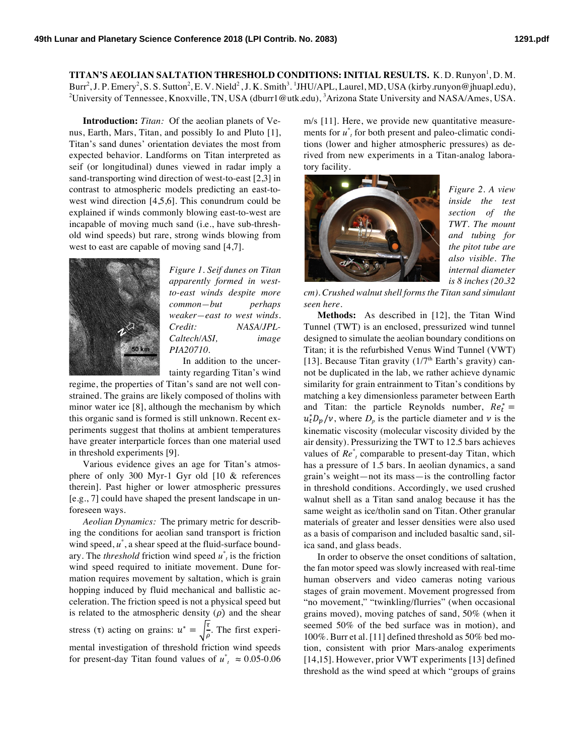# TITAN'S AEOLIAN SALTATION THRESHOLD CONDITIONS: INITIAL RESULTS.

K. D. Runyon[1], D. M. Burr[2], J. P. Emery[2], S. S. Sutton[2], E. V. Nield[2], J. K. Smith[3]. [1]JHU/APL, Laurel, MD, USA (kirby.runyon@jhuapl.edu), [2]University of Tennessee, Knoxville, TN, USA (dburr1@utk.edu), [3]Arizona State University and NASA/Ames, USA.

**Introduction:** *Titan:* Of the aeolian planets of Venus, Earth, Mars, Titan, and possibly Io and Pluto [1], Titan's sand dunes' orientation deviates the most from expected behavior. Landforms on Titan interpreted as seif (or longitudinal) dunes viewed in radar imply a sand-transporting wind direction of west-to-east [2,3] in contrast to atmospheric models predicting an east-to-west wind direction [4,5,6]. This conundrum could be explained if winds commonly blowing east-to-west are incapable of moving much sand (i.e., have sub-threshold wind speeds) but rare, strong winds blowing from west to east are capable of moving sand [4,7].

*Figure 1. Seif dunes on Titan apparently formed in west-to-east winds despite more common—but perhaps weaker—east to west winds. Credit: NASA/JPL-Caltech/ASI, image PIA20710.*

In addition to the uncertainty regarding Titan's wind regime, the properties of Titan's sand are not well constrained. The grains are likely composed of tholins with minor water ice [8], although the mechanism by which this organic sand is formed is still unknown. Recent experiments suggest that tholins at ambient temperatures have greater interparticle forces than one material used in threshold experiments [9].

Various evidence gives an age for Titan's atmosphere of only 300 Myr-1 Gyr old [10 & references therein]. Past higher or lower atmospheric pressures [e.g., 7] could have shaped the present landscape in unforeseen ways.

*Aeolian Dynamics:* The primary metric for describing the conditions for aeolian sand transport is friction wind speed, $u^*$, a shear speed at the fluid-surface boundary. The *threshold* friction wind speed $u^*_t$ is the friction wind speed required to initiate movement. Dune formation requires movement by saltation, which is grain hopping induced by fluid mechanical and ballistic acceleration. The friction speed is not a physical speed but is related to the atmospheric density ($\rho$) and the shear stress ($\tau$) acting on grains: $u^* = \sqrt{\frac{\tau}{\rho}}$. The first experimental investigation of threshold friction wind speeds for present-day Titan found values of $u^*_t \approx 0.05$-$0.06$ m/s [11]. Here, we provide new quantitative measurements for $u^*_t$ for both present and paleo-climatic conditions (lower and higher atmospheric pressures) as derived from new experiments in a Titan-analog laboratory facility.

*Figure 2. A view inside the test section of the TWT. The mount and tubing for the pitot tube are also visible. The internal diameter is 8 inches (20.32 cm). Crushed walnut shell forms the Titan sand simulant seen here.*

**Methods:** As described in [12], the Titan Wind Tunnel (TWT) is an enclosed, pressurized wind tunnel designed to simulate the aeolian boundary conditions on Titan; it is the refurbished Venus Wind Tunnel (VWT) [13]. Because Titan gravity (1/7th Earth's gravity) cannot be duplicated in the lab, we rather achieve dynamic similarity for grain entrainment to Titan's conditions by matching a key dimensionless parameter between Earth and Titan: the particle Reynolds number, $Re^*_t = u^*_t D_p/\nu$, where $D_p$ is the particle diameter and $\nu$ is the kinematic viscosity (molecular viscosity divided by the air density). Pressurizing the TWT to 12.5 bars achieves values of $Re^*_t$ comparable to present-day Titan, which has a pressure of 1.5 bars. In aeolian dynamics, a sand grain's weight—not its mass—is the controlling factor in threshold conditions. Accordingly, we used crushed walnut shell as a Titan sand analog because it has the same weight as ice/tholin sand on Titan. Other granular materials of greater and lesser densities were also used as a basis of comparison and included basaltic sand, silica sand, and glass beads.

In order to observe the onset conditions of saltation, the fan motor speed was slowly increased with real-time human observers and video cameras noting various stages of grain movement. Movement progressed from "no movement," "twinkling/flurries" (when occasional grains moved), moving patches of sand, 50% (when it seemed 50% of the bed surface was in motion), and 100%. Burr et al. [11] defined threshold as 50% bed motion, consistent with prior Mars-analog experiments [14,15]. However, prior VWT experiments [13] defined threshold as the wind speed at which "groups of grains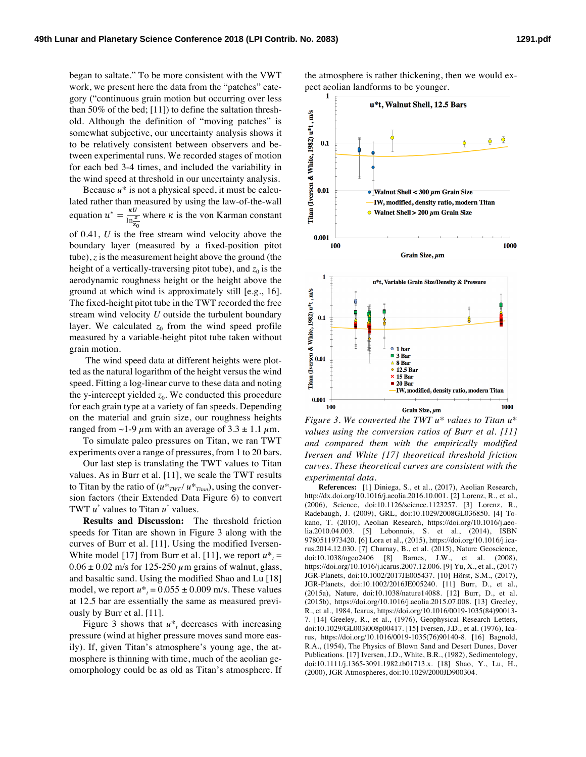began to saltate." To be more consistent with the VWT work, we present here the data from the "patches" category ("continuous grain motion but occurring over less than 50% of the bed; [11]) to define the saltation threshold. Although the definition of "moving patches" is somewhat subjective, our uncertainty analysis shows it to be relatively consistent between observers and between experimental runs. We recorded stages of motion for each bed 3-4 times, and included the variability in the wind speed at threshold in our uncertainty analysis.

Because $u^*$ is not a physical speed, it must be calculated rather than measured by using the law-of-the-wall equation $u^* = \frac{\kappa U}{\ln\frac{z}{z_0}}$ where $\kappa$ is the von Karman constant of 0.41, $U$ is the free stream wind velocity above the boundary layer (measured by a fixed-position pitot tube), $z$ is the measurement height above the ground (the height of a vertically-traversing pitot tube), and $z_0$ is the aerodynamic roughness height or the height above the ground at which wind is approximately still [e.g., 16]. The fixed-height pitot tube in the TWT recorded the free stream wind velocity $U$ outside the turbulent boundary layer. We calculated $z_0$ from the wind speed profile measured by a variable-height pitot tube taken without grain motion.

The wind speed data at different heights were plotted as the natural logarithm of the height versus the wind speed. Fitting a log-linear curve to these data and noting the y-intercept yielded $z_0$. We conducted this procedure for each grain type at a variety of fan speeds. Depending on the material and grain size, our roughness heights ranged from ~1-9 $\mu$m with an average of 3.3 ± 1.1 $\mu$m.

To simulate paleo pressures on Titan, we ran TWT experiments over a range of pressures, from 1 to 20 bars.

Our last step is translating the TWT values to Titan values. As in Burr et al. [11], we scale the TWT results to Titan by the ratio of ($u^*_{TWT}$/ $u^*_{Titan}$), using the conversion factors (their Extended Data Figure 6) to convert TWT $u^*$ values to Titan $u^*$ values.

**Results and Discussion:** The threshold friction speeds for Titan are shown in Figure 3 along with the curves of Burr et al. [11]. Using the modified Iversen-White model [17] from Burr et al. [11], we report $u^*_t$ = 0.06 ± 0.02 m/s for 125-250 $\mu$m grains of walnut, glass, and basaltic sand. Using the modified Shao and Lu [18] model, we report $u^*_t$ = 0.055 ± 0.009 m/s. These values at 12.5 bar are essentially the same as measured previously by Burr et al. [11].

Figure 3 shows that $u^*_t$ decreases with increasing pressure (wind at higher pressure moves sand more easily). If, given Titan's atmosphere's young age, the atmosphere is thinning with time, much of the aeolian geomorphology could be as old as Titan's atmosphere. If the atmosphere is rather thickening, then we would expect aeolian landforms to be younger.

u*t, Walnut Shell, 12.5 Bars

Titan (Iversen & White, 1982) u*t , m/s

1

0.1

0.01

0.001

100

1000

Grain Size, μm

Walnut Shell < 300 μm Grain Size

IW, modified, density ratio, modern Titan

Walnet Shell > 200 μm Grain Size

u*t, Variable Grain Size/Density & Pressure

Titan (Iversen & White, 1982) u*t , m/s

1

0.1

0.01

0.001

100

1000

Grain Size, μm

1 bar

3 Bar

8 Bar

12.5 Bar

15 Bar

20 Bar

IW, modified, density ratio, modern Titan

*Figure 3. We converted the TWT u\* values to Titan u\* values using the conversion ratios of Burr et al. [11] and compared them with the empirically modified Iversen and White [17] theoretical threshold friction curves. These theoretical curves are consistent with the experimental data.*

**References:** [1] Diniega, S., et al., (2017), Aeolian Research, http://dx.doi.org/10.1016/j.aeolia.2016.10.001. [2] Lorenz, R., et al., (2006), Science, doi:10.1126/science.1123257. [3] Lorenz, R., Radebaugh, J. (2009), GRL, doi:10.1029/2008GL036850. [4] Tokano, T. (2010), Aeolian Research, https://doi.org/10.1016/j.aeolia.2010.04.003. [5] Lebonnois, S. et al., (2014), ISBN 9780511973420. [6] Lora et al., (2015), https://doi.org/10.1016/j.icarus.2014.12.030. [7] Charnay, B., et al. (2015), Nature Geoscience, doi:10.1038/ngeo2406 [8] Barnes, J.W., et al. (2008), https://doi.org/10.1016/j.icarus.2007.12.006. [9] Yu, X., et al., (2017) JGR-Planets, doi:10.1002/2017JE005437. [10] Hörst, S.M., (2017), JGR-Planets, doi:10.1002/2016JE005240. [11] Burr, D., et al., (2015a), Nature, doi:10.1038/nature14088. [12] Burr, D., et al. (2015b), https://doi.org/10.1016/j.aeolia.2015.07.008. [13] Greeley, R., et al., 1984, Icarus, https://doi.org/10.1016/0019-1035(84)90013-7. [14] Greeley, R., et al., (1976), Geophysical Research Letters, doi:10.1029/GL003i008p00417. [15] Iversen, J.D., et al. (1976), Icarus, https://doi.org/10.1016/0019-1035(76)90140-8. [16] Bagnold, R.A., (1954), The Physics of Blown Sand and Desert Dunes, Dover Publications. [17] Iversen, J.D., White, B.R., (1982), Sedimentology, doi:10.1111/j.1365-3091.1982.tb01713.x. [18] Shao, Y., Lu, H., (2000), JGR-Atmospheres, doi:10.1029/2000JD900304.